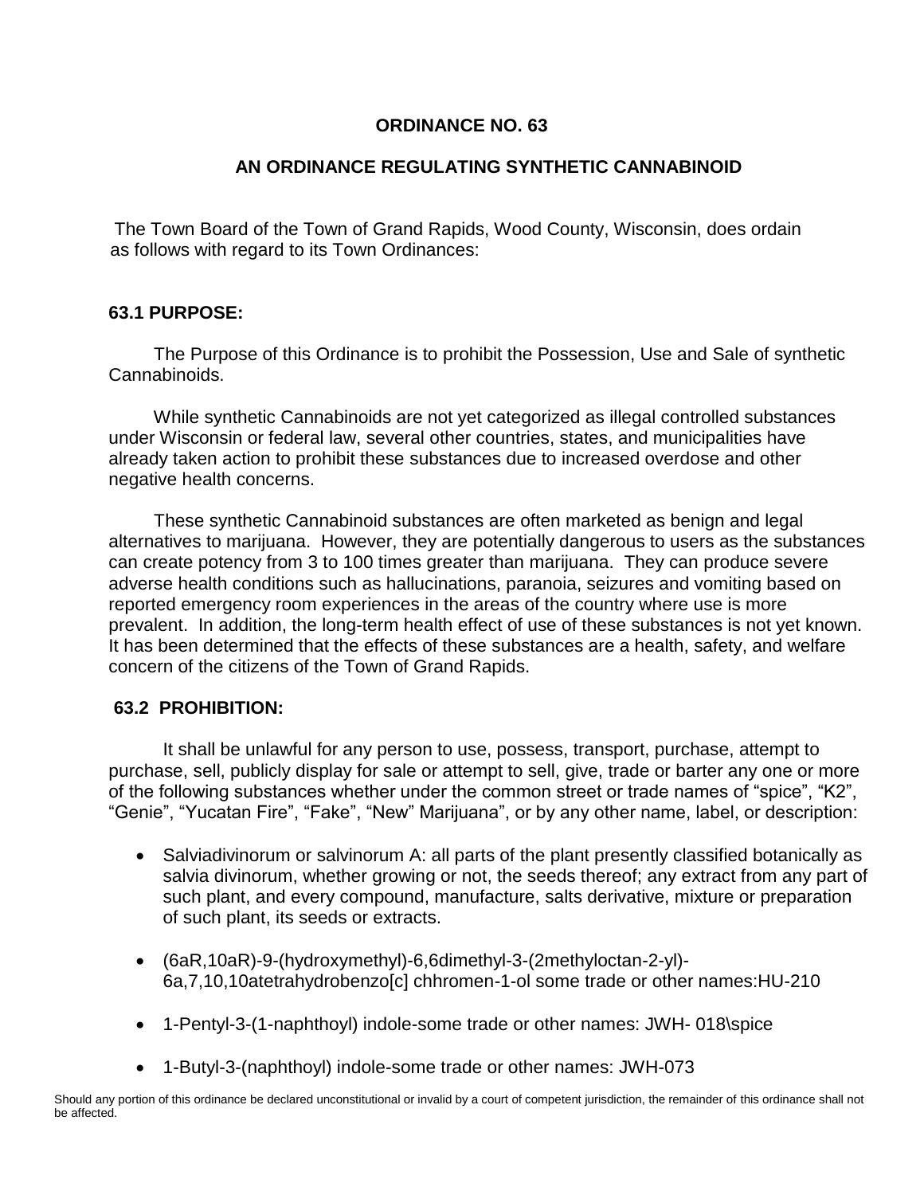# ORDINANCE NO. 63

## AN ORDINANCE REGULATING SYNTHETIC CANNABINOID

The Town Board of the Town of Grand Rapids, Wood County, Wisconsin, does ordain as follows with regard to its Town Ordinances:

### 63.1 PURPOSE:

The Purpose of this Ordinance is to prohibit the Possession, Use and Sale of synthetic Cannabinoids.

While synthetic Cannabinoids are not yet categorized as illegal controlled substances under Wisconsin or federal law, several other countries, states, and municipalities have already taken action to prohibit these substances due to increased overdose and other negative health concerns.

These synthetic Cannabinoid substances are often marketed as benign and legal alternatives to marijuana. However, they are potentially dangerous to users as the substances can create potency from 3 to 100 times greater than marijuana. They can produce severe adverse health conditions such as hallucinations, paranoia, seizures and vomiting based on reported emergency room experiences in the areas of the country where use is more prevalent. In addition, the long-term health effect of use of these substances is not yet known. It has been determined that the effects of these substances are a health, safety, and welfare concern of the citizens of the Town of Grand Rapids.

### 63.2 PROHIBITION:

It shall be unlawful for any person to use, possess, transport, purchase, attempt to purchase, sell, publicly display for sale or attempt to sell, give, trade or barter any one or more of the following substances whether under the common street or trade names of "spice", "K2", "Genie", "Yucatan Fire", "Fake", "New" Marijuana", or by any other name, label, or description:

- Salviadivinorum or salvinorum A: all parts of the plant presently classified botanically as salvia divinorum, whether growing or not, the seeds thereof; any extract from any part of such plant, and every compound, manufacture, salts derivative, mixture or preparation of such plant, its seeds or extracts.
- (6aR,10aR)-9-(hydroxymethyl)-6,6dimethyl-3-(2methyloctan-2-yl)-6a,7,10,10atetrahydrobenzo[c] chhromen-1-ol some trade or other names:HU-210
- 1-Pentyl-3-(1-naphthoyl) indole-some trade or other names: JWH- 018\spice
- 1-Butyl-3-(naphthoyl) indole-some trade or other names: JWH-073

Should any portion of this ordinance be declared unconstitutional or invalid by a court of competent jurisdiction, the remainder of this ordinance shall not be affected.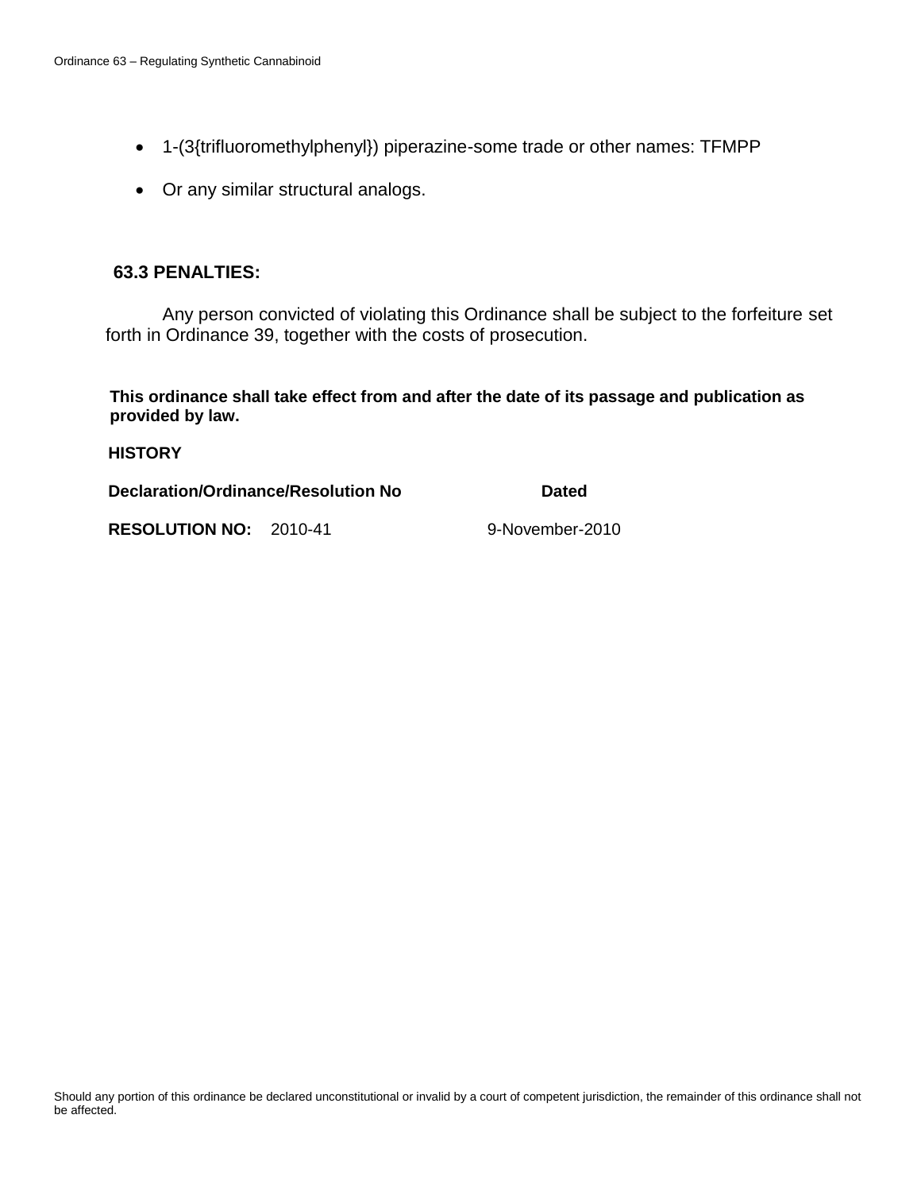- 1-(3{trifluoromethylphenyl}) piperazine-some trade or other names: TFMPP
- Or any similar structural analogs.

### 63.3 PENALTIES:

Any person convicted of violating this Ordinance shall be subject to the forfeiture set forth in Ordinance 39, together with the costs of prosecution.

**This ordinance shall take effect from and after the date of its passage and publication as provided by law.**

**HISTORY**

| Declaration/Ordinance/Resolution No | Dated |
| --- | --- |
| **RESOLUTION NO:** 2010-41 | 9-November-2010 |

Should any portion of this ordinance be declared unconstitutional or invalid by a court of competent jurisdiction, the remainder of this ordinance shall not be affected.